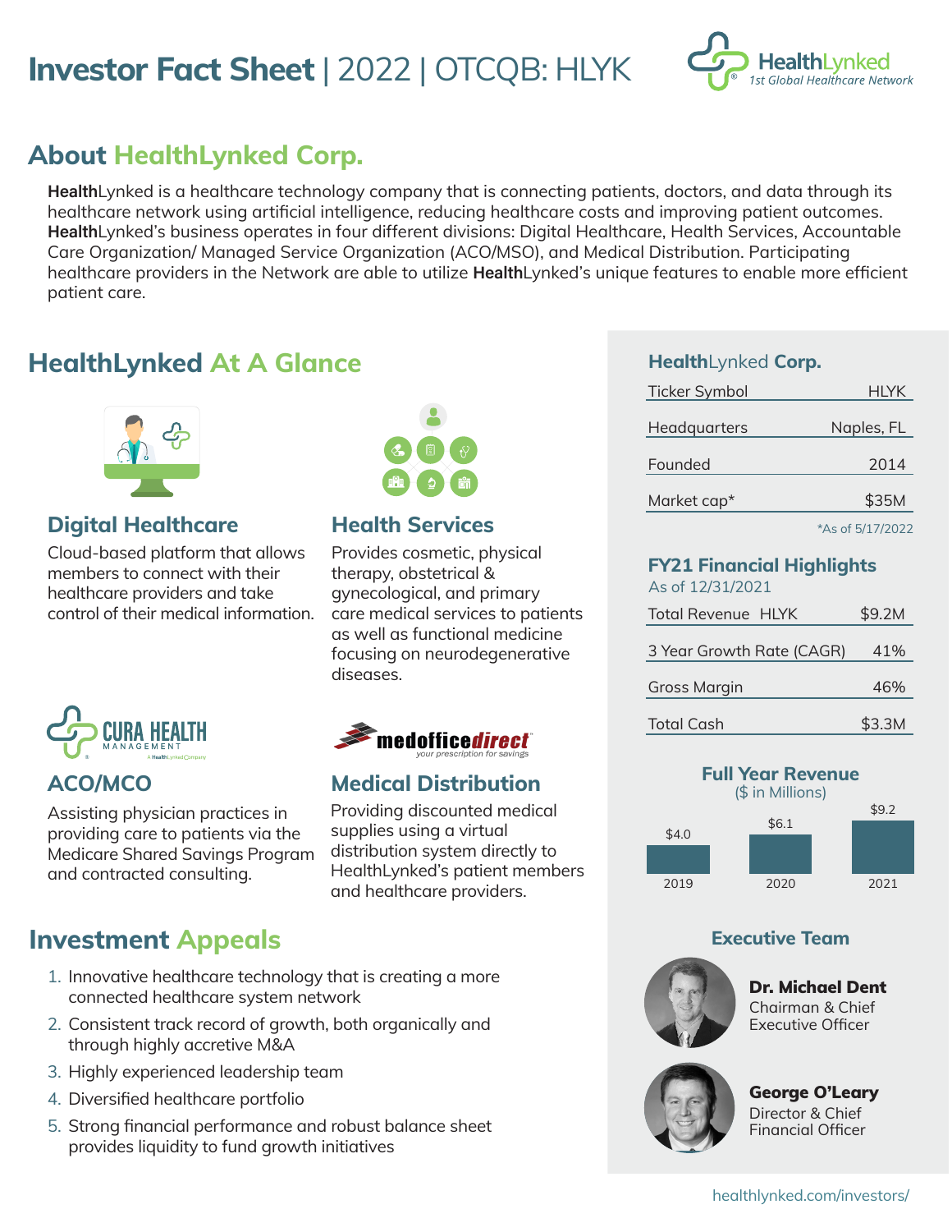# Investor Fact Sheet | 2022 | OTCQB: HLYK

HealthLynked
*1st Global Healthcare Network*

## About HealthLynked Corp.

**Health**Lynked is a healthcare technology company that is connecting patients, doctors, and data through its healthcare network using artificial intelligence, reducing healthcare costs and improving patient outcomes. **Health**Lynked's business operates in four different divisions: Digital Healthcare, Health Services, Accountable Care Organization/ Managed Service Organization (ACO/MSO), and Medical Distribution. Participating healthcare providers in the Network are able to utilize **Health**Lynked's unique features to enable more efficient patient care.

## HealthLynked At A Glance

### Digital Healthcare

Cloud-based platform that allows members to connect with their healthcare providers and take control of their medical information.

### Health Services

Provides cosmetic, physical therapy, obstetrical & gynecological, and primary care medical services to patients as well as functional medicine focusing on neurodegenerative diseases.

CURA HEALTH MANAGEMENT
A HealthLynked Company

### ACO/MCO

Assisting physician practices in providing care to patients via the Medicare Shared Savings Program and contracted consulting.

medofficedirect
*your prescription for savings*

### Medical Distribution

Providing discounted medical supplies using a virtual distribution system directly to HealthLynked's patient members and healthcare providers.

## Investment Appeals

1. Innovative healthcare technology that is creating a more connected healthcare system network
2. Consistent track record of growth, both organically and through highly accretive M&A
3. Highly experienced leadership team
4. Diversified healthcare portfolio
5. Strong financial performance and robust balance sheet provides liquidity to fund growth initiatives

### HealthLynked Corp.

| | |
|---|---|
| Ticker Symbol | HLYK |
| Headquarters | Naples, FL |
| Founded | 2014 |
| Market cap* | $35M |

*As of 5/17/2022

### FY21 Financial Highlights

As of 12/31/2021

| | |
|---|---|
| Total Revenue HLYK | $9.2M |
| 3 Year Growth Rate (CAGR) | 41% |
| Gross Margin | 46% |
| Total Cash | $3.3M |

### Full Year Revenue

($ in Millions)

| 2019 | 2020 | 2021 |
|---|---|---|
| $4.0 | $6.1 | $9.2 |

### Executive Team

**Dr. Michael Dent**
Chairman & Chief Executive Officer

**George O'Leary**
Director & Chief Financial Officer

healthlynked.com/investors/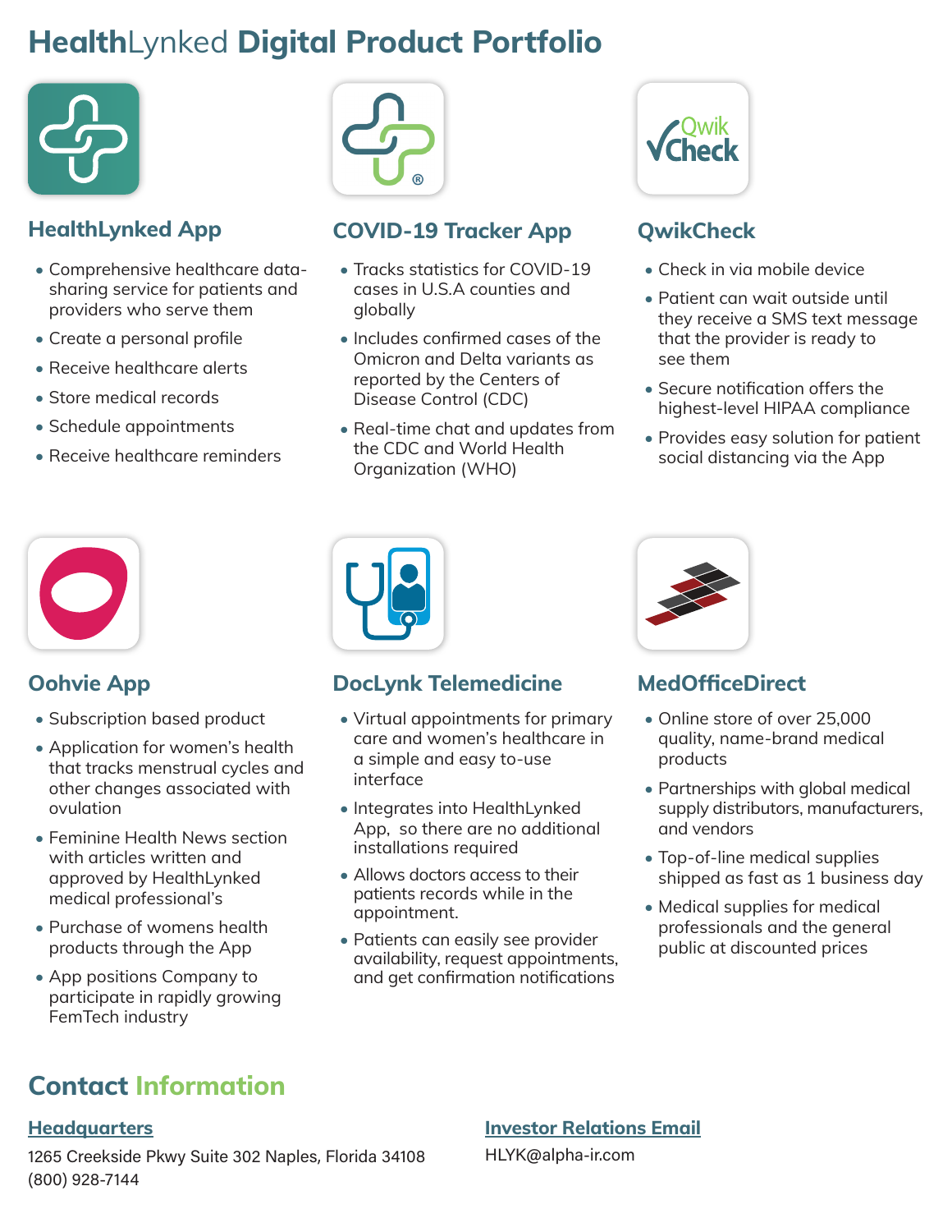# HealthLynked Digital Product Portfolio

## HealthLynked App

- Comprehensive healthcare data-sharing service for patients and providers who serve them
- Create a personal profile
- Receive healthcare alerts
- Store medical records
- Schedule appointments
- Receive healthcare reminders

## COVID-19 Tracker App

- Tracks statistics for COVID-19 cases in U.S.A counties and globally
- Includes confirmed cases of the Omicron and Delta variants as reported by the Centers of Disease Control (CDC)
- Real-time chat and updates from the CDC and World Health Organization (WHO)

## QwikCheck

- Check in via mobile device
- Patient can wait outside until they receive a SMS text message that the provider is ready to see them
- Secure notification offers the highest-level HIPAA compliance
- Provides easy solution for patient social distancing via the App

## Oohvie App

- Subscription based product
- Application for women's health that tracks menstrual cycles and other changes associated with ovulation
- Feminine Health News section with articles written and approved by HealthLynked medical professional's
- Purchase of womens health products through the App
- App positions Company to participate in rapidly growing FemTech industry

## DocLynk Telemedicine

- Virtual appointments for primary care and women's healthcare in a simple and easy to-use interface
- Integrates into HealthLynked App, so there are no additional installations required
- Allows doctors access to their patients records while in the appointment.
- Patients can easily see provider availability, request appointments, and get confirmation notifications

## MedOfficeDirect

- Online store of over 25,000 quality, name-brand medical products
- Partnerships with global medical supply distributors, manufacturers, and vendors
- Top-of-line medical supplies shipped as fast as 1 business day
- Medical supplies for medical professionals and the general public at discounted prices

## Contact Information

**Headquarters**

1265 Creekside Pkwy Suite 302 Naples, Florida 34108
(800) 928-7144

**Investor Relations Email**

HLYK@alpha-ir.com